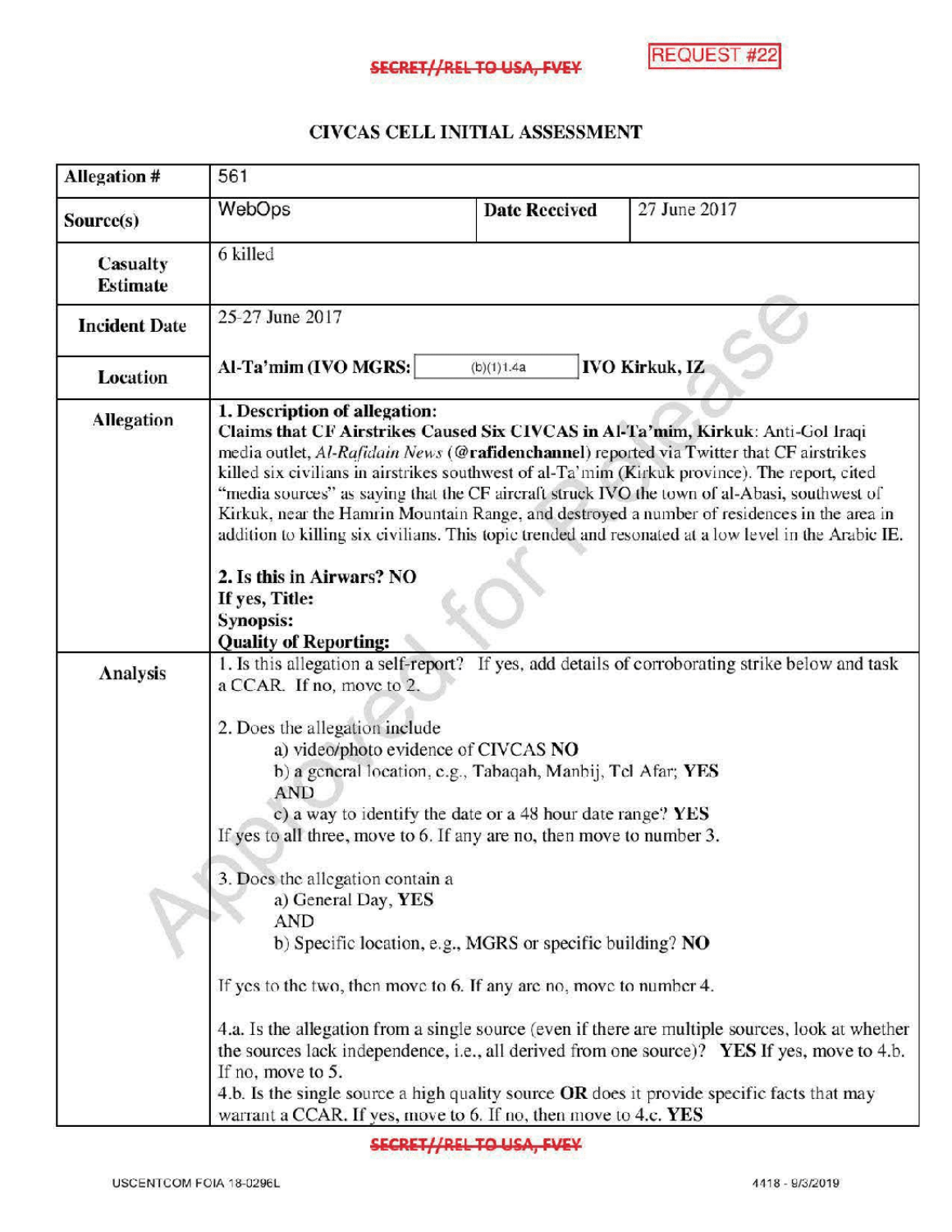SECRET//REL TO USA, FVEY

REQUEST #22

# CIVCAS CELL INITIAL ASSESSMENT

| | | | |
|---|---|---|---|
| **Allegation #** | 561 | | |
| **Source(s)** | WebOps | **Date Received** | 27 June 2017 |
| **Casualty Estimate** | 6 killed | | |
| **Incident Date** | 25-27 June 2017 | | |
| **Location** | **Al-Ta'mim (IVO MGRS:** (b)(1)1.4a **IVO Kirkuk, IZ** | | |
| **Allegation** | **1. Description of allegation:**<br>**Claims that CF Airstrikes Caused Six CIVCAS in Al-Ta'mim, Kirkuk**: Anti-GoI Iraqi media outlet, *Al-Rafidain News* (**@rafidenchannel**) reported via Twitter that CF airstrikes killed six civilians in airstrikes southwest of al-Ta'mim (Kirkuk province). The report, cited "media sources" as saying that the CF aircraft struck IVO the town of al-Abasi, southwest of Kirkuk, near the Hamrin Mountain Range, and destroyed a number of residences in the area in addition to killing six civilians. This topic trended and resonated at a low level in the Arabic IE.<br><br>**2. Is this in Airwars? NO**<br>**If yes, Title:**<br>**Synopsis:**<br>**Quality of Reporting:** | | |
| **Analysis** | 1. Is this allegation a self-report? If yes, add details of corroborating strike below and task a CCAR. If no, move to 2.<br><br>2. Does the allegation include<br>a) video/photo evidence of CIVCAS **NO**<br>b) a general location, e.g., Tabaqah, Manbij, Tel Afar; **YES**<br>AND<br>c) a way to identify the date or a 48 hour date range? **YES**<br>If yes to all three, move to 6. If any are no, then move to number 3.<br><br>3. Does the allegation contain a<br>a) General Day, **YES**<br>AND<br>b) Specific location, e.g., MGRS or specific building? **NO**<br><br>If yes to the two, then move to 6. If any are no, move to number 4.<br><br>4.a. Is the allegation from a single source (even if there are multiple sources, look at whether the sources lack independence, i.e., all derived from one source)? **YES** If yes, move to 4.b. If no, move to 5.<br>4.b. Is the single source a high quality source **OR** does it provide specific facts that may warrant a CCAR. If yes, move to 6. If no, then move to 4.c. **YES** | | |

SECRET//REL TO USA, FVEY

USCENTCOM FOIA 18-0296L 4418 - 9/3/2019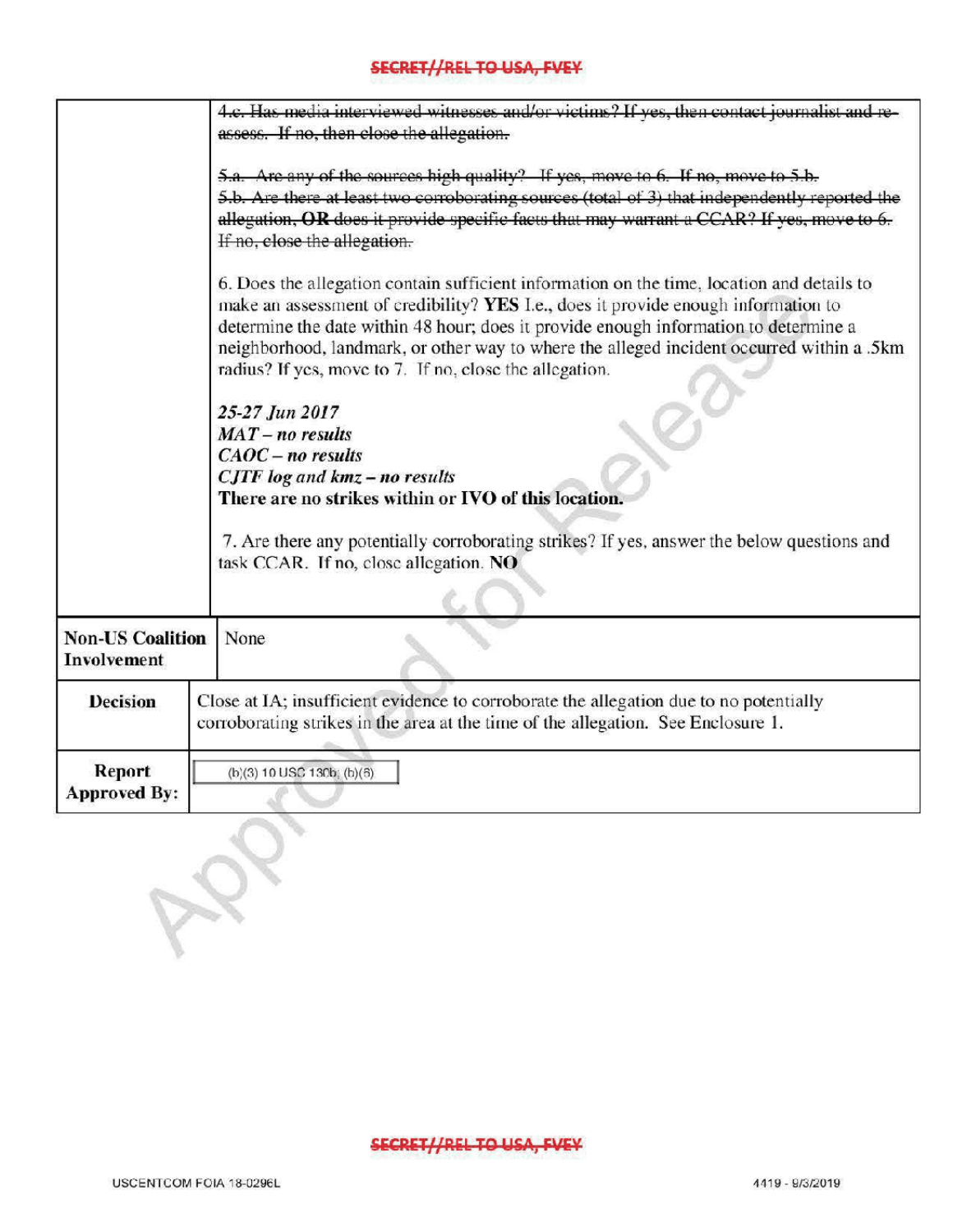| | |
|---|---|
| | ~~4.c. Has media interviewed witnesses and/or victims? If yes, then contact journalist and re-assess. If no, then close the allegation.~~<br><br>~~5.a. Are any of the sources high quality? If yes, move to 6. If no, move to 5.b.~~<br>~~5.b. Are there at least two corroborating sources (total of 3) that independently reported the allegation, **OR** does it provide specific facts that may warrant a CCAR? If yes, move to 6. If no, close the allegation.~~<br><br>6. Does the allegation contain sufficient information on the time, location and details to make an assessment of credibility? **YES** I.e., does it provide enough information to determine the date within 48 hour; does it provide enough information to determine a neighborhood, landmark, or other way to where the alleged incident occurred within a .5km radius? If yes, move to 7. If no, close the allegation.<br><br>***25-27 Jun 2017***<br>***MAT – no results***<br>***CAOC – no results***<br>***CJTF log and kmz – no results***<br>**There are no strikes within or IVO of this location.**<br><br>7. Are there any potentially corroborating strikes? If yes, answer the below questions and task CCAR. If no, close allegation. **NO** |
| **Non-US Coalition Involvement** | None |
| **Decision** | Close at IA; insufficient evidence to corroborate the allegation due to no potentially corroborating strikes in the area at the time of the allegation. See Enclosure 1. |
| **Report Approved By:** | (b)(3) 10 USC 130b; (b)(6) |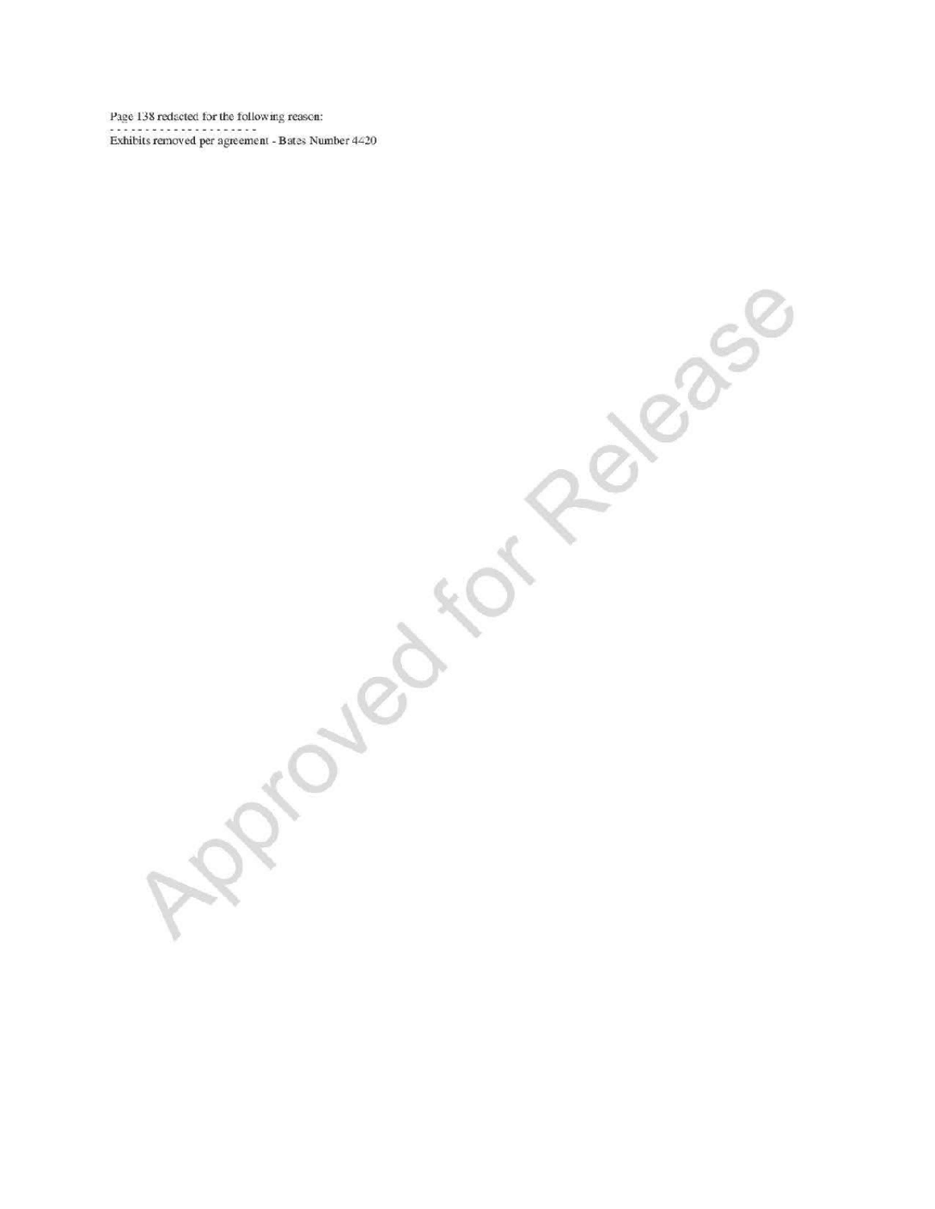Page 138 redacted for the following reason:

- - - - - - - - - - - - - - - - - - - -

Exhibits removed per agreement - Bates Number 4420